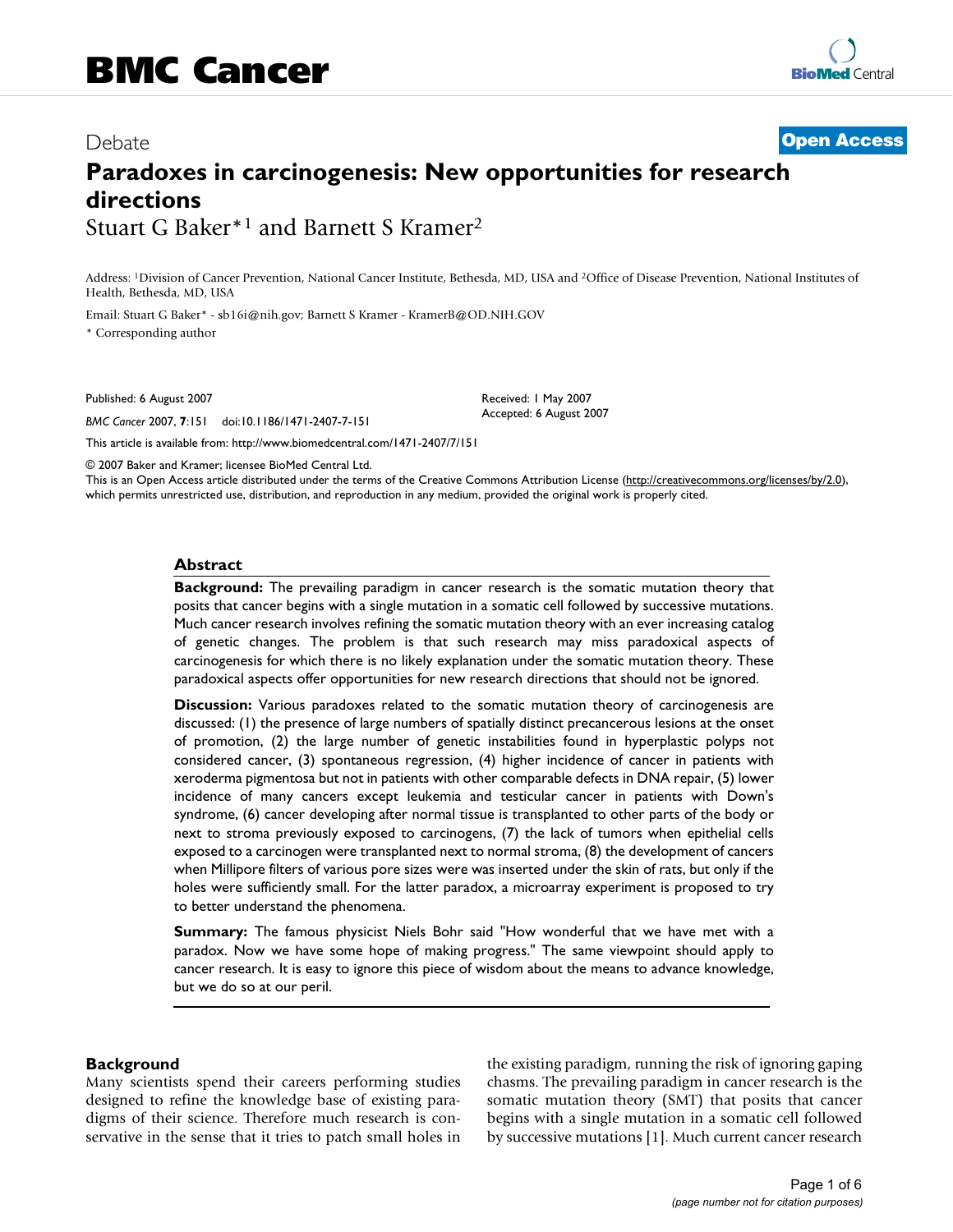Debate

**Open Access**

# Paradoxes in carcinogenesis: New opportunities for research directions

Stuart G Baker*[1] and Barnett S Kramer[2]

Address: [1]Division of Cancer Prevention, National Cancer Institute, Bethesda, MD, USA and [2]Office of Disease Prevention, National Institutes of Health, Bethesda, MD, USA

Email: Stuart G Baker* - sb16i@nih.gov; Barnett S Kramer - KramerB@OD.NIH.GOV

\* Corresponding author

Published: 6 August 2007

*BMC Cancer* 2007, **7**:151 doi:10.1186/1471-2407-7-151

Received: 1 May 2007
Accepted: 6 August 2007

This article is available from: http://www.biomedcentral.com/1471-2407/7/151

© 2007 Baker and Kramer; licensee BioMed Central Ltd.
This is an Open Access article distributed under the terms of the Creative Commons Attribution License (http://creativecommons.org/licenses/by/2.0), which permits unrestricted use, distribution, and reproduction in any medium, provided the original work is properly cited.

## Abstract

**Background:** The prevailing paradigm in cancer research is the somatic mutation theory that posits that cancer begins with a single mutation in a somatic cell followed by successive mutations. Much cancer research involves refining the somatic mutation theory with an ever increasing catalog of genetic changes. The problem is that such research may miss paradoxical aspects of carcinogenesis for which there is no likely explanation under the somatic mutation theory. These paradoxical aspects offer opportunities for new research directions that should not be ignored.

**Discussion:** Various paradoxes related to the somatic mutation theory of carcinogenesis are discussed: (1) the presence of large numbers of spatially distinct precancerous lesions at the onset of promotion, (2) the large number of genetic instabilities found in hyperplastic polyps not considered cancer, (3) spontaneous regression, (4) higher incidence of cancer in patients with xeroderma pigmentosa but not in patients with other comparable defects in DNA repair, (5) lower incidence of many cancers except leukemia and testicular cancer in patients with Down's syndrome, (6) cancer developing after normal tissue is transplanted to other parts of the body or next to stroma previously exposed to carcinogens, (7) the lack of tumors when epithelial cells exposed to a carcinogen were transplanted next to normal stroma, (8) the development of cancers when Millipore filters of various pore sizes were was inserted under the skin of rats, but only if the holes were sufficiently small. For the latter paradox, a microarray experiment is proposed to try to better understand the phenomena.

**Summary:** The famous physicist Niels Bohr said "How wonderful that we have met with a paradox. Now we have some hope of making progress." The same viewpoint should apply to cancer research. It is easy to ignore this piece of wisdom about the means to advance knowledge, but we do so at our peril.

## Background

Many scientists spend their careers performing studies designed to refine the knowledge base of existing paradigms of their science. Therefore much research is conservative in the sense that it tries to patch small holes in the existing paradigm, running the risk of ignoring gaping chasms. The prevailing paradigm in cancer research is the somatic mutation theory (SMT) that posits that cancer begins with a single mutation in a somatic cell followed by successive mutations [1]. Much current cancer research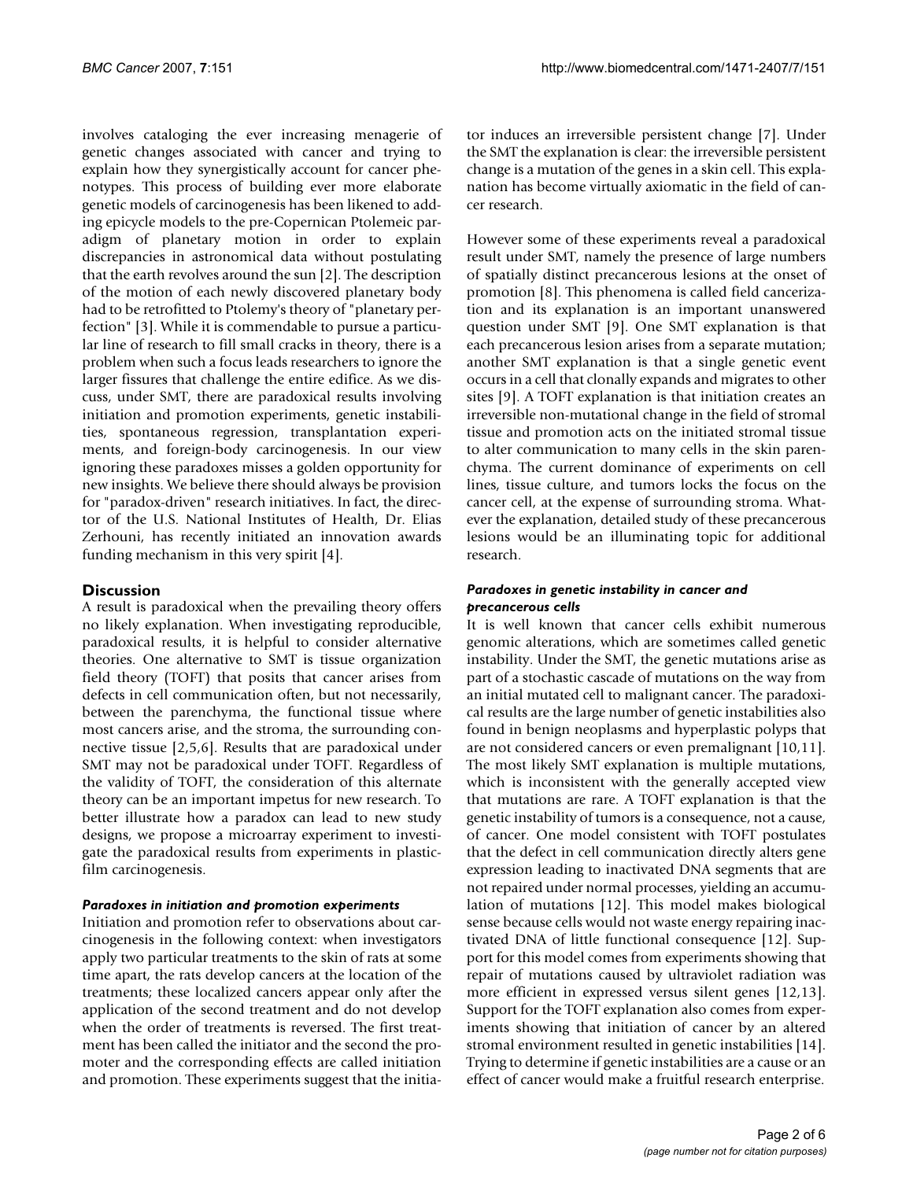involves cataloging the ever increasing menagerie of genetic changes associated with cancer and trying to explain how they synergistically account for cancer phenotypes. This process of building ever more elaborate genetic models of carcinogenesis has been likened to adding epicycle models to the pre-Copernican Ptolemeic paradigm of planetary motion in order to explain discrepancies in astronomical data without postulating that the earth revolves around the sun [2]. The description of the motion of each newly discovered planetary body had to be retrofitted to Ptolemy's theory of "planetary perfection" [3]. While it is commendable to pursue a particular line of research to fill small cracks in theory, there is a problem when such a focus leads researchers to ignore the larger fissures that challenge the entire edifice. As we discuss, under SMT, there are paradoxical results involving initiation and promotion experiments, genetic instabilities, spontaneous regression, transplantation experiments, and foreign-body carcinogenesis. In our view ignoring these paradoxes misses a golden opportunity for new insights. We believe there should always be provision for "paradox-driven" research initiatives. In fact, the director of the U.S. National Institutes of Health, Dr. Elias Zerhouni, has recently initiated an innovation awards funding mechanism in this very spirit [4].

## Discussion

A result is paradoxical when the prevailing theory offers no likely explanation. When investigating reproducible, paradoxical results, it is helpful to consider alternative theories. One alternative to SMT is tissue organization field theory (TOFT) that posits that cancer arises from defects in cell communication often, but not necessarily, between the parenchyma, the functional tissue where most cancers arise, and the stroma, the surrounding connective tissue [2,5,6]. Results that are paradoxical under SMT may not be paradoxical under TOFT. Regardless of the validity of TOFT, the consideration of this alternate theory can be an important impetus for new research. To better illustrate how a paradox can lead to new study designs, we propose a microarray experiment to investigate the paradoxical results from experiments in plastic-film carcinogenesis.

### *Paradoxes in initiation and promotion experiments*

Initiation and promotion refer to observations about carcinogenesis in the following context: when investigators apply two particular treatments to the skin of rats at some time apart, the rats develop cancers at the location of the treatments; these localized cancers appear only after the application of the second treatment and do not develop when the order of treatments is reversed. The first treatment has been called the initiator and the second the promoter and the corresponding effects are called initiation and promotion. These experiments suggest that the initiator induces an irreversible persistent change [7]. Under the SMT the explanation is clear: the irreversible persistent change is a mutation of the genes in a skin cell. This explanation has become virtually axiomatic in the field of cancer research.

However some of these experiments reveal a paradoxical result under SMT, namely the presence of large numbers of spatially distinct precancerous lesions at the onset of promotion [8]. This phenomena is called field cancerization and its explanation is an important unanswered question under SMT [9]. One SMT explanation is that each precancerous lesion arises from a separate mutation; another SMT explanation is that a single genetic event occurs in a cell that clonally expands and migrates to other sites [9]. A TOFT explanation is that initiation creates an irreversible non-mutational change in the field of stromal tissue and promotion acts on the initiated stromal tissue to alter communication to many cells in the skin parenchyma. The current dominance of experiments on cell lines, tissue culture, and tumors locks the focus on the cancer cell, at the expense of surrounding stroma. Whatever the explanation, detailed study of these precancerous lesions would be an illuminating topic for additional research.

### *Paradoxes in genetic instability in cancer and precancerous cells*

It is well known that cancer cells exhibit numerous genomic alterations, which are sometimes called genetic instability. Under the SMT, the genetic mutations arise as part of a stochastic cascade of mutations on the way from an initial mutated cell to malignant cancer. The paradoxical results are the large number of genetic instabilities also found in benign neoplasms and hyperplastic polyps that are not considered cancers or even premalignant [10,11]. The most likely SMT explanation is multiple mutations, which is inconsistent with the generally accepted view that mutations are rare. A TOFT explanation is that the genetic instability of tumors is a consequence, not a cause, of cancer. One model consistent with TOFT postulates that the defect in cell communication directly alters gene expression leading to inactivated DNA segments that are not repaired under normal processes, yielding an accumulation of mutations [12]. This model makes biological sense because cells would not waste energy repairing inactivated DNA of little functional consequence [12]. Support for this model comes from experiments showing that repair of mutations caused by ultraviolet radiation was more efficient in expressed versus silent genes [12,13]. Support for the TOFT explanation also comes from experiments showing that initiation of cancer by an altered stromal environment resulted in genetic instabilities [14]. Trying to determine if genetic instabilities are a cause or an effect of cancer would make a fruitful research enterprise.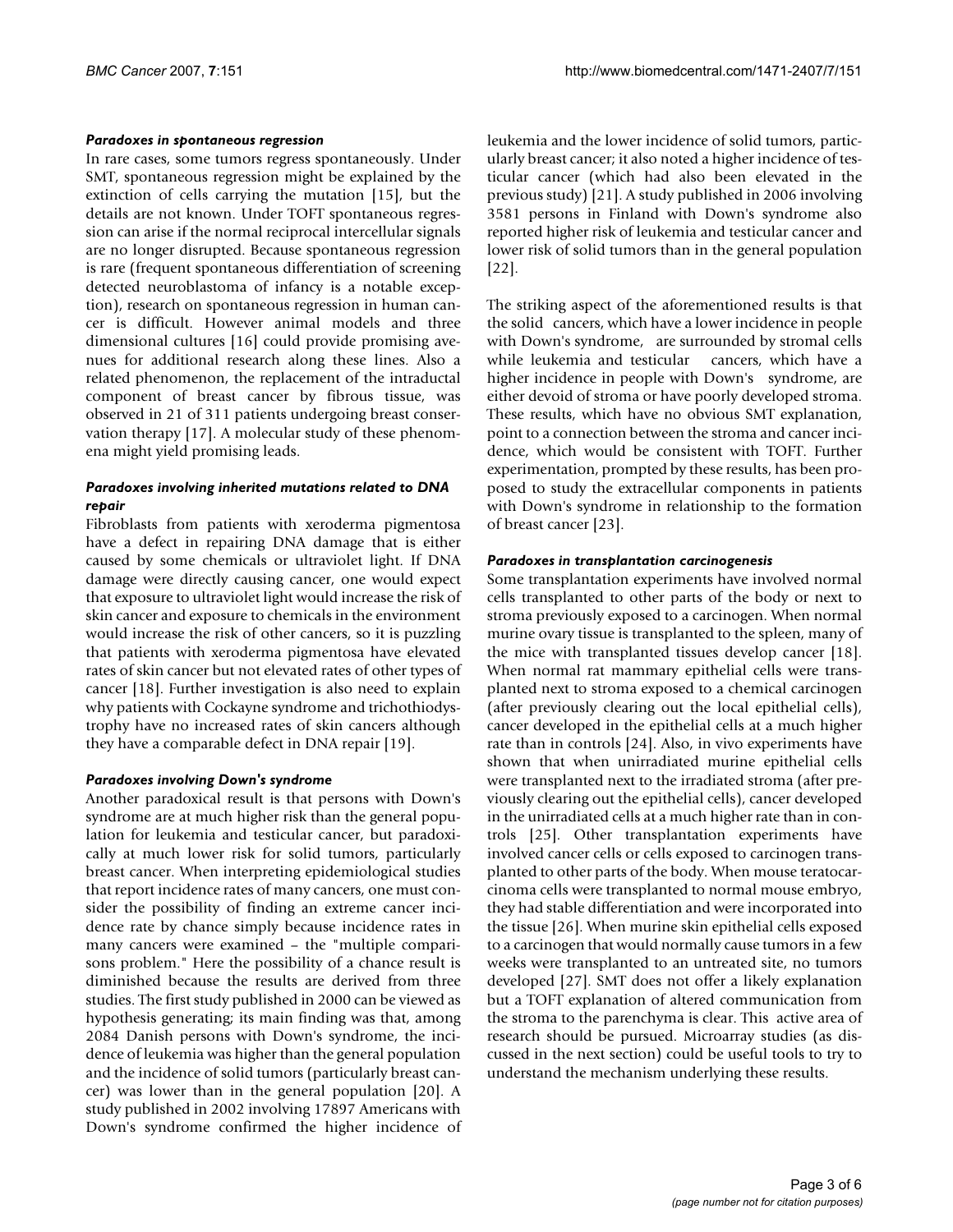### *Paradoxes in spontaneous regression*

In rare cases, some tumors regress spontaneously. Under SMT, spontaneous regression might be explained by the extinction of cells carrying the mutation [15], but the details are not known. Under TOFT spontaneous regression can arise if the normal reciprocal intercellular signals are no longer disrupted. Because spontaneous regression is rare (frequent spontaneous differentiation of screening detected neuroblastoma of infancy is a notable exception), research on spontaneous regression in human cancer is difficult. However animal models and three dimensional cultures [16] could provide promising avenues for additional research along these lines. Also a related phenomenon, the replacement of the intraductal component of breast cancer by fibrous tissue, was observed in 21 of 311 patients undergoing breast conservation therapy [17]. A molecular study of these phenomena might yield promising leads.

### *Paradoxes involving inherited mutations related to DNA repair*

Fibroblasts from patients with xeroderma pigmentosa have a defect in repairing DNA damage that is either caused by some chemicals or ultraviolet light. If DNA damage were directly causing cancer, one would expect that exposure to ultraviolet light would increase the risk of skin cancer and exposure to chemicals in the environment would increase the risk of other cancers, so it is puzzling that patients with xeroderma pigmentosa have elevated rates of skin cancer but not elevated rates of other types of cancer [18]. Further investigation is also need to explain why patients with Cockayne syndrome and trichothiodystrophy have no increased rates of skin cancers although they have a comparable defect in DNA repair [19].

### *Paradoxes involving Down's syndrome*

Another paradoxical result is that persons with Down's syndrome are at much higher risk than the general population for leukemia and testicular cancer, but paradoxically at much lower risk for solid tumors, particularly breast cancer. When interpreting epidemiological studies that report incidence rates of many cancers, one must consider the possibility of finding an extreme cancer incidence rate by chance simply because incidence rates in many cancers were examined – the "multiple comparisons problem." Here the possibility of a chance result is diminished because the results are derived from three studies. The first study published in 2000 can be viewed as hypothesis generating; its main finding was that, among 2084 Danish persons with Down's syndrome, the incidence of leukemia was higher than the general population and the incidence of solid tumors (particularly breast cancer) was lower than in the general population [20]. A study published in 2002 involving 17897 Americans with Down's syndrome confirmed the higher incidence of leukemia and the lower incidence of solid tumors, particularly breast cancer; it also noted a higher incidence of testicular cancer (which had also been elevated in the previous study) [21]. A study published in 2006 involving 3581 persons in Finland with Down's syndrome also reported higher risk of leukemia and testicular cancer and lower risk of solid tumors than in the general population [22].

The striking aspect of the aforementioned results is that the solid cancers, which have a lower incidence in people with Down's syndrome, are surrounded by stromal cells while leukemia and testicular cancers, which have a higher incidence in people with Down's syndrome, are either devoid of stroma or have poorly developed stroma. These results, which have no obvious SMT explanation, point to a connection between the stroma and cancer incidence, which would be consistent with TOFT. Further experimentation, prompted by these results, has been proposed to study the extracellular components in patients with Down's syndrome in relationship to the formation of breast cancer [23].

### *Paradoxes in transplantation carcinogenesis*

Some transplantation experiments have involved normal cells transplanted to other parts of the body or next to stroma previously exposed to a carcinogen. When normal murine ovary tissue is transplanted to the spleen, many of the mice with transplanted tissues develop cancer [18]. When normal rat mammary epithelial cells were transplanted next to stroma exposed to a chemical carcinogen (after previously clearing out the local epithelial cells), cancer developed in the epithelial cells at a much higher rate than in controls [24]. Also, in vivo experiments have shown that when unirradiated murine epithelial cells were transplanted next to the irradiated stroma (after previously clearing out the epithelial cells), cancer developed in the unirradiated cells at a much higher rate than in controls [25]. Other transplantation experiments have involved cancer cells or cells exposed to carcinogen transplanted to other parts of the body. When mouse teratocarcinoma cells were transplanted to normal mouse embryo, they had stable differentiation and were incorporated into the tissue [26]. When murine skin epithelial cells exposed to a carcinogen that would normally cause tumors in a few weeks were transplanted to an untreated site, no tumors developed [27]. SMT does not offer a likely explanation but a TOFT explanation of altered communication from the stroma to the parenchyma is clear. This active area of research should be pursued. Microarray studies (as discussed in the next section) could be useful tools to try to understand the mechanism underlying these results.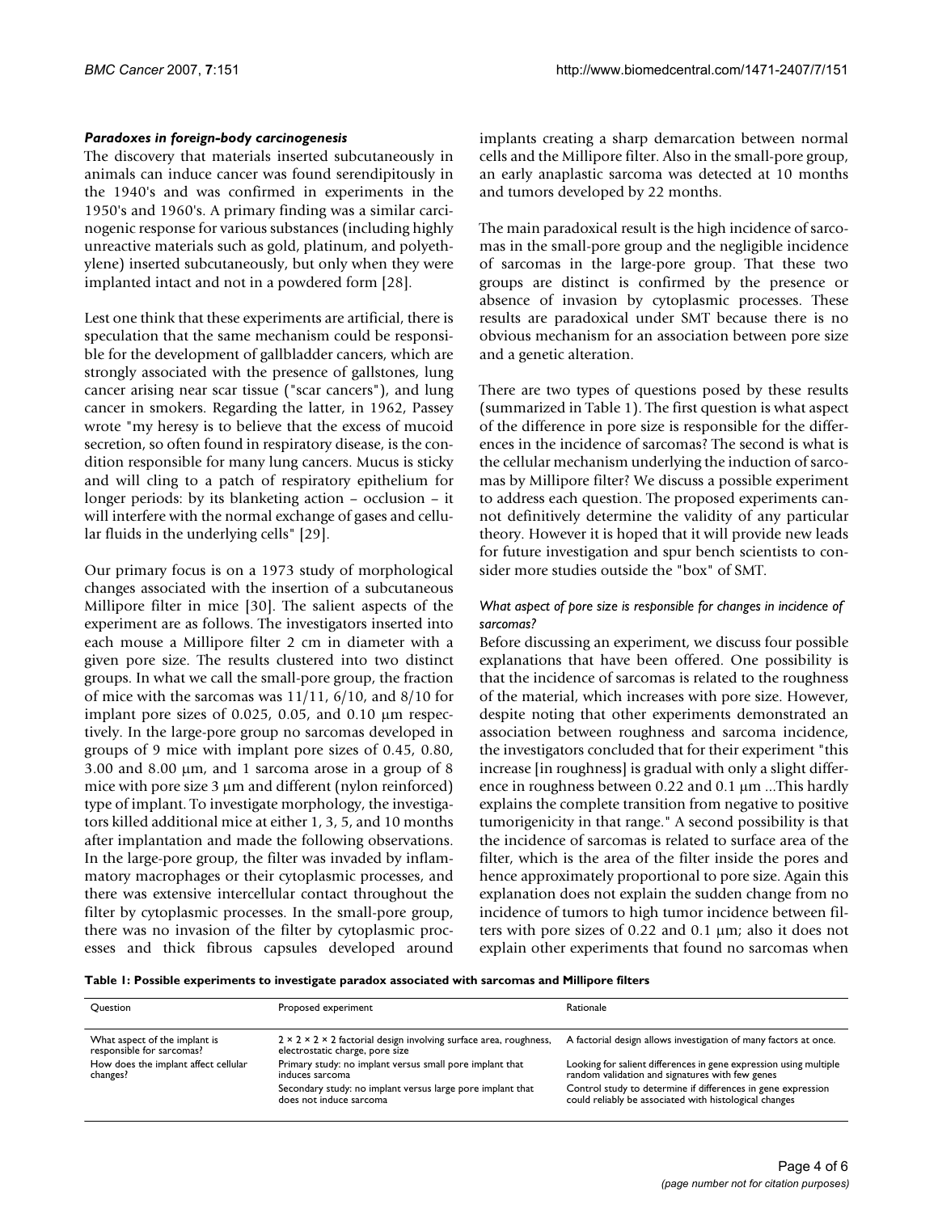### *Paradoxes in foreign-body carcinogenesis*

The discovery that materials inserted subcutaneously in animals can induce cancer was found serendipitously in the 1940's and was confirmed in experiments in the 1950's and 1960's. A primary finding was a similar carcinogenic response for various substances (including highly unreactive materials such as gold, platinum, and polyethylene) inserted subcutaneously, but only when they were implanted intact and not in a powdered form [28].

Lest one think that these experiments are artificial, there is speculation that the same mechanism could be responsible for the development of gallbladder cancers, which are strongly associated with the presence of gallstones, lung cancer arising near scar tissue ("scar cancers"), and lung cancer in smokers. Regarding the latter, in 1962, Passey wrote "my heresy is to believe that the excess of mucoid secretion, so often found in respiratory disease, is the condition responsible for many lung cancers. Mucus is sticky and will cling to a patch of respiratory epithelium for longer periods: by its blanketing action – occlusion – it will interfere with the normal exchange of gases and cellular fluids in the underlying cells" [29].

Our primary focus is on a 1973 study of morphological changes associated with the insertion of a subcutaneous Millipore filter in mice [30]. The salient aspects of the experiment are as follows. The investigators inserted into each mouse a Millipore filter 2 cm in diameter with a given pore size. The results clustered into two distinct groups. In what we call the small-pore group, the fraction of mice with the sarcomas was 11/11, 6/10, and 8/10 for implant pore sizes of 0.025, 0.05, and 0.10 μm respectively. In the large-pore group no sarcomas developed in groups of 9 mice with implant pore sizes of 0.45, 0.80, 3.00 and 8.00 μm, and 1 sarcoma arose in a group of 8 mice with pore size 3 μm and different (nylon reinforced) type of implant. To investigate morphology, the investigators killed additional mice at either 1, 3, 5, and 10 months after implantation and made the following observations. In the large-pore group, the filter was invaded by inflammatory macrophages or their cytoplasmic processes, and there was extensive intercellular contact throughout the filter by cytoplasmic processes. In the small-pore group, there was no invasion of the filter by cytoplasmic processes and thick fibrous capsules developed around implants creating a sharp demarcation between normal cells and the Millipore filter. Also in the small-pore group, an early anaplastic sarcoma was detected at 10 months and tumors developed by 22 months.

The main paradoxical result is the high incidence of sarcomas in the small-pore group and the negligible incidence of sarcomas in the large-pore group. That these two groups are distinct is confirmed by the presence or absence of invasion by cytoplasmic processes. These results are paradoxical under SMT because there is no obvious mechanism for an association between pore size and a genetic alteration.

There are two types of questions posed by these results (summarized in Table 1). The first question is what aspect of the difference in pore size is responsible for the differences in the incidence of sarcomas? The second is what is the cellular mechanism underlying the induction of sarcomas by Millipore filter? We discuss a possible experiment to address each question. The proposed experiments cannot definitively determine the validity of any particular theory. However it is hoped that it will provide new leads for future investigation and spur bench scientists to consider more studies outside the "box" of SMT.

#### *What aspect of pore size is responsible for changes in incidence of sarcomas?*

Before discussing an experiment, we discuss four possible explanations that have been offered. One possibility is that the incidence of sarcomas is related to the roughness of the material, which increases with pore size. However, despite noting that other experiments demonstrated an association between roughness and sarcoma incidence, the investigators concluded that for their experiment "this increase [in roughness] is gradual with only a slight difference in roughness between 0.22 and 0.1 μm ...This hardly explains the complete transition from negative to positive tumorigenicity in that range." A second possibility is that the incidence of sarcomas is related to surface area of the filter, which is the area of the filter inside the pores and hence approximately proportional to pore size. Again this explanation does not explain the sudden change from no incidence of tumors to high tumor incidence between filters with pore sizes of 0.22 and 0.1 μm; also it does not explain other experiments that found no sarcomas when

**Table 1: Possible experiments to investigate paradox associated with sarcomas and Millipore filters**

| Question | Proposed experiment | Rationale |
|---|---|---|
| What aspect of the implant is responsible for sarcomas? | $2 \times 2 \times 2 \times 2$ factorial design involving surface area, roughness, electrostatic charge, pore size | A factorial design allows investigation of many factors at once. |
| How does the implant affect cellular changes? | Primary study: no implant versus small pore implant that induces sarcoma | Looking for salient differences in gene expression using multiple random validation and signatures with few genes |
| | Secondary study: no implant versus large pore implant that does not induce sarcoma | Control study to determine if differences in gene expression could reliably be associated with histological changes |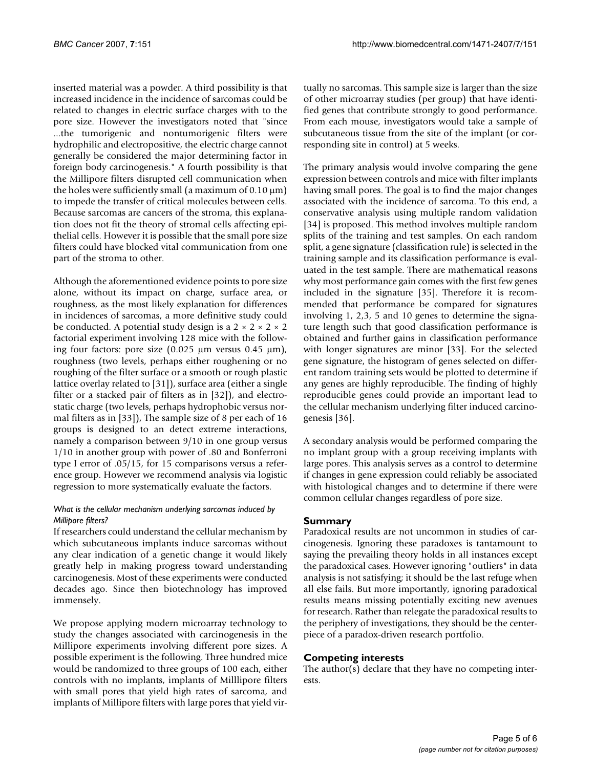inserted material was a powder. A third possibility is that increased incidence in the incidence of sarcomas could be related to changes in electric surface charges with to the pore size. However the investigators noted that "since ...the tumorigenic and nontumorigenic filters were hydrophilic and electropositive, the electric charge cannot generally be considered the major determining factor in foreign body carcinogenesis." A fourth possibility is that the Millipore filters disrupted cell communication when the holes were sufficiently small (a maximum of 0.10 μm) to impede the transfer of critical molecules between cells. Because sarcomas are cancers of the stroma, this explanation does not fit the theory of stromal cells affecting epithelial cells. However it is possible that the small pore size filters could have blocked vital communication from one part of the stroma to other.

Although the aforementioned evidence points to pore size alone, without its impact on charge, surface area, or roughness, as the most likely explanation for differences in incidences of sarcomas, a more definitive study could be conducted. A potential study design is a 2 × 2 × 2 × 2 factorial experiment involving 128 mice with the following four factors: pore size (0.025 μm versus 0.45 μm), roughness (two levels, perhaps either roughening or no roughing of the filter surface or a smooth or rough plastic lattice overlay related to [31]), surface area (either a single filter or a stacked pair of filters as in [32]), and electrostatic charge (two levels, perhaps hydrophobic versus normal filters as in [33]), The sample size of 8 per each of 16 groups is designed to an detect extreme interactions, namely a comparison between 9/10 in one group versus 1/10 in another group with power of .80 and Bonferroni type I error of .05/15, for 15 comparisons versus a reference group. However we recommend analysis via logistic regression to more systematically evaluate the factors.

#### *What is the cellular mechanism underlying sarcomas induced by Millipore filters?*

If researchers could understand the cellular mechanism by which subcutaneous implants induce sarcomas without any clear indication of a genetic change it would likely greatly help in making progress toward understanding carcinogenesis. Most of these experiments were conducted decades ago. Since then biotechnology has improved immensely.

We propose applying modern microarray technology to study the changes associated with carcinogenesis in the Millipore experiments involving different pore sizes. A possible experiment is the following. Three hundred mice would be randomized to three groups of 100 each, either controls with no implants, implants of Milllipore filters with small pores that yield high rates of sarcoma, and implants of Millipore filters with large pores that yield virtually no sarcomas. This sample size is larger than the size of other microarray studies (per group) that have identified genes that contribute strongly to good performance. From each mouse, investigators would take a sample of subcutaneous tissue from the site of the implant (or corresponding site in control) at 5 weeks.

The primary analysis would involve comparing the gene expression between controls and mice with filter implants having small pores. The goal is to find the major changes associated with the incidence of sarcoma. To this end, a conservative analysis using multiple random validation [34] is proposed. This method involves multiple random splits of the training and test samples. On each random split, a gene signature (classification rule) is selected in the training sample and its classification performance is evaluated in the test sample. There are mathematical reasons why most performance gain comes with the first few genes included in the signature [35]. Therefore it is recommended that performance be compared for signatures involving 1, 2,3, 5 and 10 genes to determine the signature length such that good classification performance is obtained and further gains in classification performance with longer signatures are minor [33]. For the selected gene signature, the histogram of genes selected on different random training sets would be plotted to determine if any genes are highly reproducible. The finding of highly reproducible genes could provide an important lead to the cellular mechanism underlying filter induced carcinogenesis [36].

A secondary analysis would be performed comparing the no implant group with a group receiving implants with large pores. This analysis serves as a control to determine if changes in gene expression could reliably be associated with histological changes and to determine if there were common cellular changes regardless of pore size.

## Summary

Paradoxical results are not uncommon in studies of carcinogenesis. Ignoring these paradoxes is tantamount to saying the prevailing theory holds in all instances except the paradoxical cases. However ignoring "outliers" in data analysis is not satisfying; it should be the last refuge when all else fails. But more importantly, ignoring paradoxical results means missing potentially exciting new avenues for research. Rather than relegate the paradoxical results to the periphery of investigations, they should be the centerpiece of a paradox-driven research portfolio.

## Competing interests

The author(s) declare that they have no competing interests.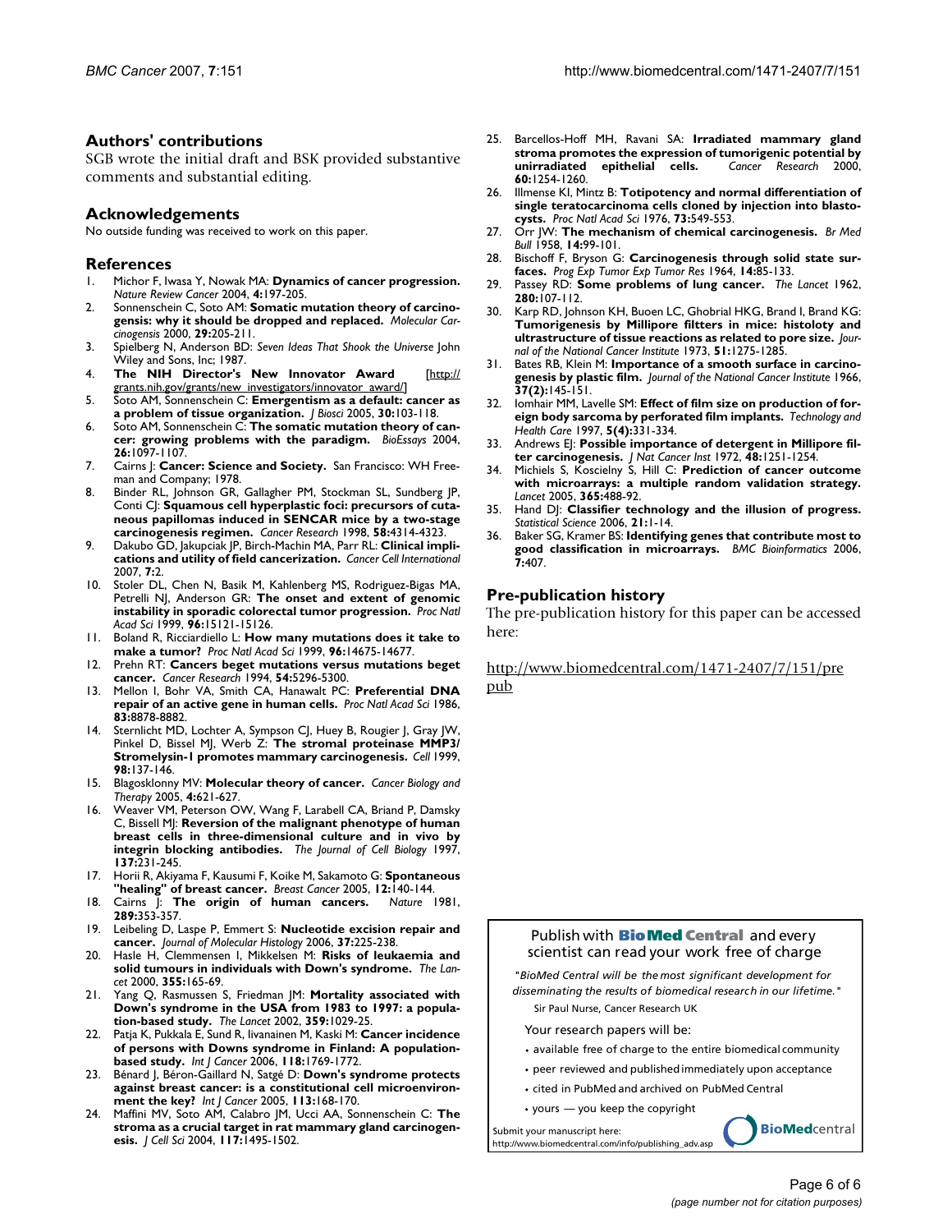## Authors' contributions

SGB wrote the initial draft and BSK provided substantive comments and substantial editing.

## Acknowledgements

No outside funding was received to work on this paper.

## References

1. Michor F, Iwasa Y, Nowak MA: **Dynamics of cancer progression.** *Nature Review Cancer* 2004, **4:**197-205.
2. Sonnenschein C, Soto AM: **Somatic mutation theory of carcinogensis: why it should be dropped and replaced.** *Molecular Carcinogensis* 2000, **29:**205-211.
3. Spielberg N, Anderson BD: *Seven Ideas That Shook the Universe* John Wiley and Sons, Inc; 1987.
4. **The NIH Director's New Innovator Award** [http://grants.nih.gov/grants/new_investigators/innovator_award/]
5. Soto AM, Sonnenschein C: **Emergentism as a default: cancer as a problem of tissue organization.** *J Biosci* 2005, **30:**103-118.
6. Soto AM, Sonnenschein C: **The somatic mutation theory of cancer: growing problems with the paradigm.** *BioEssays* 2004, **26:**1097-1107.
7. Cairns J: **Cancer: Science and Society.** San Francisco: WH Freeman and Company; 1978.
8. Binder RL, Johnson GR, Gallagher PM, Stockman SL, Sundberg JP, Conti CJ: **Squamous cell hyperplastic foci: precursors of cutaneous papillomas induced in SENCAR mice by a two-stage carcinogenesis regimen.** *Cancer Research* 1998, **58:**4314-4323.
9. Dakubo GD, Jakupciak JP, Birch-Machin MA, Parr RL: **Clinical implications and utility of field cancerization.** *Cancer Cell International* 2007, **7:**2.
10. Stoler DL, Chen N, Basik M, Kahlenberg MS, Rodriguez-Bigas MA, Petrelli NJ, Anderson GR: **The onset and extent of genomic instability in sporadic colorectal tumor progression.** *Proc Natl Acad Sci* 1999, **96:**15121-15126.
11. Boland R, Ricciardiello L: **How many mutations does it take to make a tumor?** *Proc Natl Acad Sci* 1999, **96:**14675-14677.
12. Prehn RT: **Cancers beget mutations versus mutations beget cancer.** *Cancer Research* 1994, **54:**5296-5300.
13. Mellon I, Bohr VA, Smith CA, Hanawalt PC: **Preferential DNA repair of an active gene in human cells.** *Proc Natl Acad Sci* 1986, **83:**8878-8882.
14. Sternlicht MD, Lochter A, Sympson CJ, Huey B, Rougier J, Gray JW, Pinkel D, Bissel MJ, Werb Z: **The stromal proteinase MMP3/Stromelysin-1 promotes mammary carcinogenesis.** *Cell* 1999, **98:**137-146.
15. Blagosklonny MV: **Molecular theory of cancer.** *Cancer Biology and Therapy* 2005, **4:**621-627.
16. Weaver VM, Peterson OW, Wang F, Larabell CA, Briand P, Damsky C, Bissell MJ: **Reversion of the malignant phenotype of human breast cells in three-dimensional culture and in vivo by integrin blocking antibodies.** *The Journal of Cell Biology* 1997, **137:**231-245.
17. Horii R, Akiyama F, Kausumi F, Koike M, Sakamoto G: **Spontaneous "healing" of breast cancer.** *Breast Cancer* 2005, **12:**140-144.
18. Cairns J: **The origin of human cancers.** *Nature* 1981, **289:**353-357.
19. Leibeling D, Laspe P, Emmert S: **Nucleotide excision repair and cancer.** *Journal of Molecular Histology* 2006, **37:**225-238.
20. Hasle H, Clemmensen I, Mikkelsen M: **Risks of leukaemia and solid tumours in individuals with Down's syndrome.** *The Lancet* 2000, **355:**165-69.
21. Yang Q, Rasmussen S, Friedman JM: **Mortality associated with Down's syndrome in the USA from 1983 to 1997: a population-based study.** *The Lancet* 2002, **359:**1029-25.
22. Patja K, Pukkala E, Sund R, Iivanainen M, Kaski M: **Cancer incidence of persons with Downs syndrome in Finland: A population-based study.** *Int J Cancer* 2006, **118:**1769-1772.
23. Bénard J, Béron-Gaillard N, Satgé D: **Down's syndrome protects against breast cancer: is a constitutional cell microenvironment the key?** *Int J Cancer* 2005, **113:**168-170.
24. Maffini MV, Soto AM, Calabro JM, Ucci AA, Sonnenschein C: **The stroma as a crucial target in rat mammary gland carcinogenesis.** *J Cell Sci* 2004, **117:**1495-1502.
25. Barcellos-Hoff MH, Ravani SA: **Irradiated mammary gland stroma promotes the expression of tumorigenic potential by unirradiated epithelial cells.** *Cancer Research* 2000, **60:**1254-1260.
26. Illmense KI, Mintz B: **Totipotency and normal differentiation of single teratocarcinoma cells cloned by injection into blastocysts.** *Proc Natl Acad Sci* 1976, **73:**549-553.
27. Orr JW: **The mechanism of chemical carcinogenesis.** *Br Med Bull* 1958, **14:**99-101.
28. Bischoff F, Bryson G: **Carcinogenesis through solid state surfaces.** *Prog Exp Tumor Exp Tumor Res* 1964, **14:**85-133.
29. Passey RD: **Some problems of lung cancer.** *The Lancet* 1962, **280:**107-112.
30. Karp RD, Johnson KH, Buoen LC, Ghobrial HKG, Brand I, Brand KG: **Tumorigenesis by Millipore filtters in mice: histoloty and ultrastructure of tissue reactions as related to pore size.** *Journal of the National Cancer Institute* 1973, **51:**1275-1285.
31. Bates RB, Klein M: **Importance of a smooth surface in carcinogenesis by plastic film.** *Journal of the National Cancer Institute* 1966, **37(2):**145-151.
32. Iomhair MM, Lavelle SM: **Effect of film size on production of foreign body sarcoma by perforated film implants.** *Technology and Health Care* 1997, **5(4):**331-334.
33. Andrews EJ: **Possible importance of detergent in Millipore filter carcinogenesis.** *J Nat Cancer Inst* 1972, **48:**1251-1254.
34. Michiels S, Koscielny S, Hill C: **Prediction of cancer outcome with microarrays: a multiple random validation strategy.** *Lancet* 2005, **365:**488-92.
35. Hand DJ: **Classifier technology and the illusion of progress.** *Statistical Science* 2006, **21:**1-14.
36. Baker SG, Kramer BS: **Identifying genes that contribute most to good classification in microarrays.** *BMC Bioinformatics* 2006, **7:**407.

## Pre-publication history

The pre-publication history for this paper can be accessed here:

http://www.biomedcentral.com/1471-2407/7/151/prepub

Publish with **BioMed Central** and every scientist can read your work free of charge

*"BioMed Central will be the most significant development for disseminating the results of biomedical research in our lifetime."*

Sir Paul Nurse, Cancer Research UK

Your research papers will be:

- available free of charge to the entire biomedical community
- peer reviewed and published immediately upon acceptance
- cited in PubMed and archived on PubMed Central
- yours — you keep the copyright

Submit your manuscript here:
http://www.biomedcentral.com/info/publishing_adv.asp

BioMedcentral